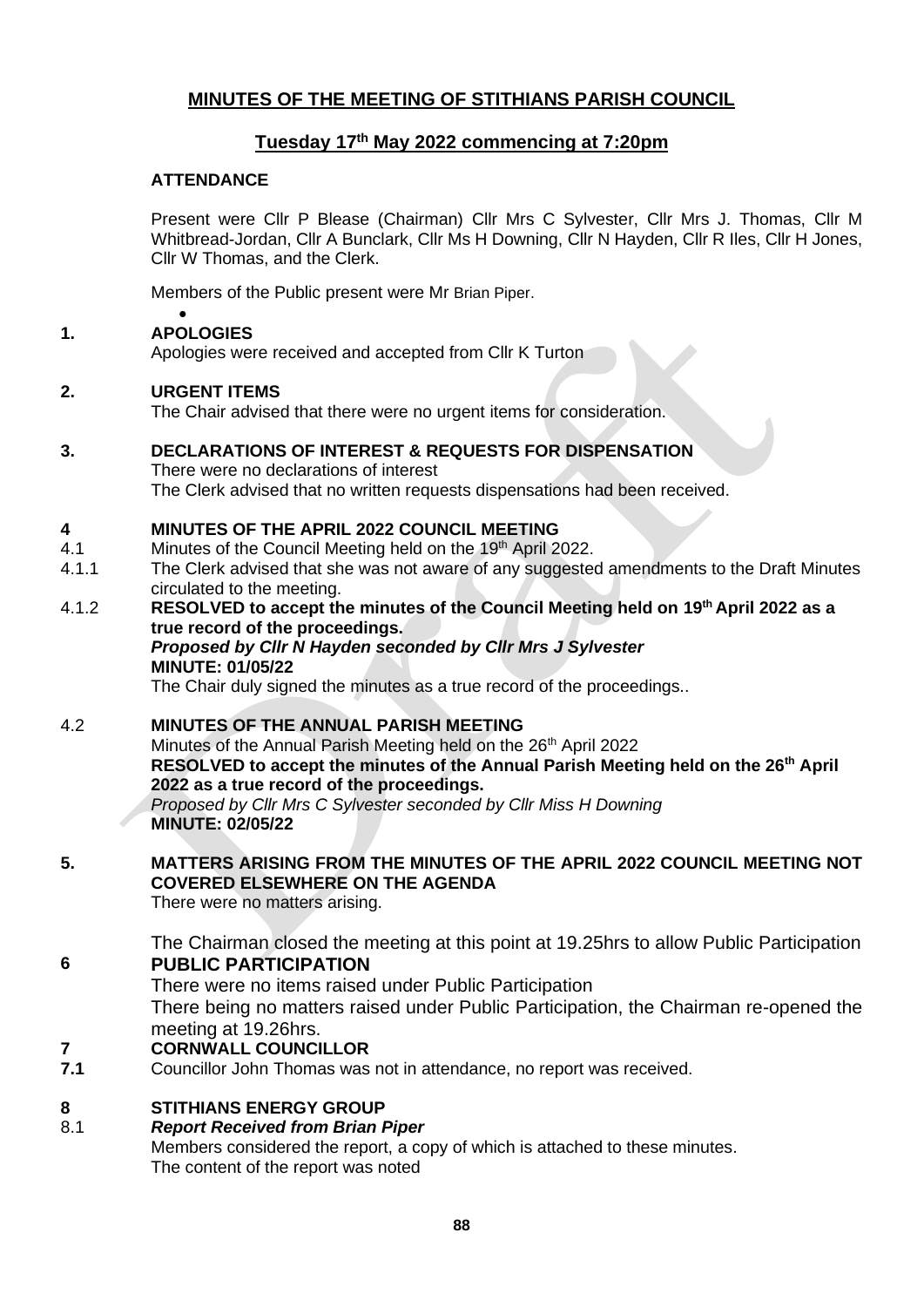# MINUTES OF THE MEETING OF STITHIANS PARISH COUNCIL

## Tuesday 17th May 2022 commencing at 7:20pm

### ATTENDANCE

Present were Cllr P Blease (Chairman) Cllr Mrs C Sylvester, Cllr Mrs J. Thomas, Cllr M Whitbread-Jordan, Cllr A Bunclark, Cllr Ms H Downing, Cllr N Hayden, Cllr R Iles, Cllr H Jones, Cllr W Thomas, and the Clerk.

Members of the Public present were Mr Brian Piper.

**1. APOLOGIES**

Apologies were received and accepted from Cllr K Turton

**2. URGENT ITEMS**

The Chair advised that there were no urgent items for consideration.

**3. DECLARATIONS OF INTEREST & REQUESTS FOR DISPENSATION**

There were no declarations of interest

The Clerk advised that no written requests dispensations had been received.

**4 MINUTES OF THE APRIL 2022 COUNCIL MEETING**

4.1 Minutes of the Council Meeting held on the 19th April 2022.

4.1.1 The Clerk advised that she was not aware of any suggested amendments to the Draft Minutes circulated to the meeting.

4.1.2 **RESOLVED to accept the minutes of the Council Meeting held on 19th April 2022 as a true record of the proceedings.**

***Proposed by Cllr N Hayden seconded by Cllr Mrs J Sylvester***

**MINUTE: 01/05/22**

The Chair duly signed the minutes as a true record of the proceedings..

4.2 **MINUTES OF THE ANNUAL PARISH MEETING**

Minutes of the Annual Parish Meeting held on the 26th April 2022

**RESOLVED to accept the minutes of the Annual Parish Meeting held on the 26th April 2022 as a true record of the proceedings.**

*Proposed by Cllr Mrs C Sylvester seconded by Cllr Miss H Downing*

**MINUTE: 02/05/22**

**5. MATTERS ARISING FROM THE MINUTES OF THE APRIL 2022 COUNCIL MEETING NOT COVERED ELSEWHERE ON THE AGENDA**

There were no matters arising.

The Chairman closed the meeting at this point at 19.25hrs to allow Public Participation

**6 PUBLIC PARTICIPATION**

There were no items raised under Public Participation

There being no matters raised under Public Participation, the Chairman re-opened the meeting at 19.26hrs.

**7 CORNWALL COUNCILLOR**

**7.1** Councillor John Thomas was not in attendance, no report was received.

**8 STITHIANS ENERGY GROUP**

8.1 ***Report Received from Brian Piper***

Members considered the report, a copy of which is attached to these minutes.

The content of the report was noted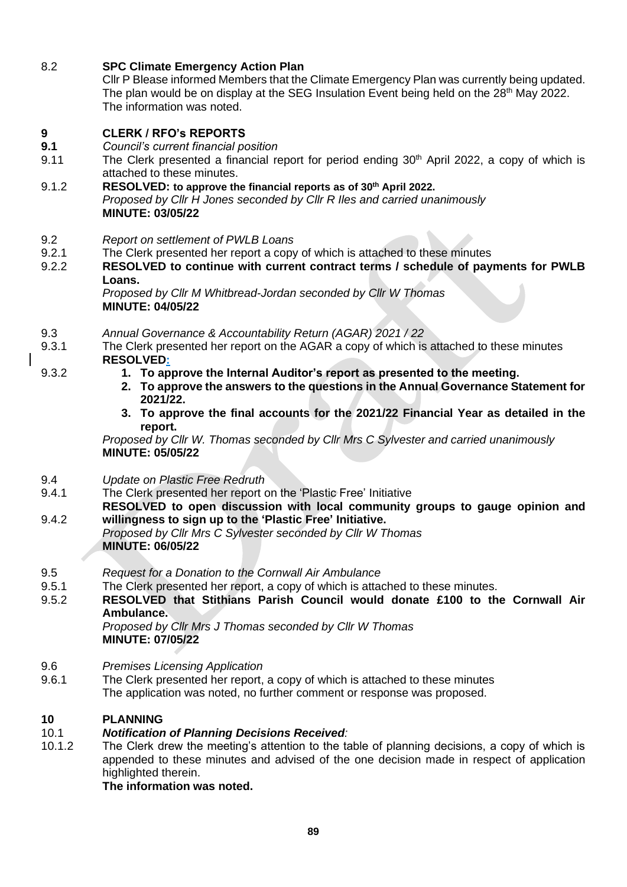8.2 **SPC Climate Emergency Action Plan**

Cllr P Blease informed Members that the Climate Emergency Plan was currently being updated. The plan would be on display at the SEG Insulation Event being held on the 28th May 2022. The information was noted.

## 9 CLERK / RFO's REPORTS

**9.1** *Council's current financial position*

9.11 The Clerk presented a financial report for period ending 30th April 2022, a copy of which is attached to these minutes.

9.1.2 **RESOLVED: to approve the financial reports as of 30th April 2022.**
*Proposed by Cllr H Jones seconded by Cllr R Iles and carried unanimously*
**MINUTE: 03/05/22**

9.2 *Report on settlement of PWLB Loans*

9.2.1 The Clerk presented her report a copy of which is attached to these minutes

9.2.2 **RESOLVED to continue with current contract terms / schedule of payments for PWLB Loans.**
*Proposed by Cllr M Whitbread-Jordan seconded by Cllr W Thomas*
**MINUTE: 04/05/22**

9.3 *Annual Governance & Accountability Return (AGAR) 2021 / 22*

9.3.1 The Clerk presented her report on the AGAR a copy of which is attached to these minutes
**RESOLVED:**

9.3.2
1. **To approve the Internal Auditor's report as presented to the meeting.**
2. **To approve the answers to the questions in the Annual Governance Statement for 2021/22.**
3. **To approve the final accounts for the 2021/22 Financial Year as detailed in the report.**

*Proposed by Cllr W. Thomas seconded by Cllr Mrs C Sylvester and carried unanimously*
**MINUTE: 05/05/22**

9.4 *Update on Plastic Free Redruth*

9.4.1 The Clerk presented her report on the 'Plastic Free' Initiative

9.4.2 **RESOLVED to open discussion with local community groups to gauge opinion and willingness to sign up to the 'Plastic Free' Initiative.**
*Proposed by Cllr Mrs C Sylvester seconded by Cllr W Thomas*
**MINUTE: 06/05/22**

9.5 *Request for a Donation to the Cornwall Air Ambulance*

9.5.1 The Clerk presented her report, a copy of which is attached to these minutes.

9.5.2 **RESOLVED that Stithians Parish Council would donate £100 to the Cornwall Air Ambulance.**
*Proposed by Cllr Mrs J Thomas seconded by Cllr W Thomas*
**MINUTE: 07/05/22**

9.6 *Premises Licensing Application*

9.6.1 The Clerk presented her report, a copy of which is attached to these minutes
The application was noted, no further comment or response was proposed.

## 10 PLANNING

10.1 ***Notification of Planning Decisions Received:***

10.1.2 The Clerk drew the meeting's attention to the table of planning decisions, a copy of which is appended to these minutes and advised of the one decision made in respect of application highlighted therein.
**The information was noted.**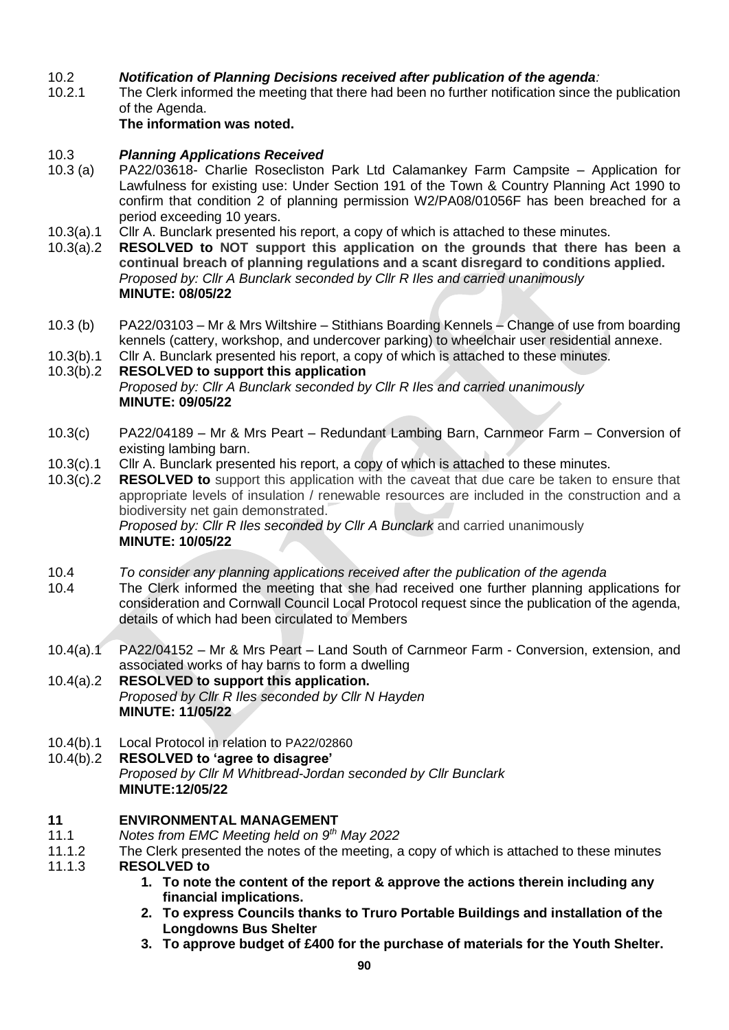10.2 ***Notification of Planning Decisions received after publication of the agenda:***

10.2.1 The Clerk informed the meeting that there had been no further notification since the publication of the Agenda.
**The information was noted.**

10.3 ***Planning Applications Received***

10.3 (a) PA22/03618- Charlie Rosecliston Park Ltd Calamankey Farm Campsite – Application for Lawfulness for existing use: Under Section 191 of the Town & Country Planning Act 1990 to confirm that condition 2 of planning permission W2/PA08/01056F has been breached for a period exceeding 10 years.

10.3(a).1 Cllr A. Bunclark presented his report, a copy of which is attached to these minutes.

10.3(a).2 **RESOLVED to NOT support this application on the grounds that there has been a continual breach of planning regulations and a scant disregard to conditions applied.**
*Proposed by: Cllr A Bunclark seconded by Cllr R Iles and carried unanimously*
**MINUTE: 08/05/22**

10.3 (b) PA22/03103 – Mr & Mrs Wiltshire – Stithians Boarding Kennels – Change of use from boarding kennels (cattery, workshop, and undercover parking) to wheelchair user residential annexe.

10.3(b).1 Cllr A. Bunclark presented his report, a copy of which is attached to these minutes.

10.3(b).2 **RESOLVED to support this application**
*Proposed by: Cllr A Bunclark seconded by Cllr R Iles and carried unanimously*
**MINUTE: 09/05/22**

10.3(c) PA22/04189 – Mr & Mrs Peart – Redundant Lambing Barn, Carnmeor Farm – Conversion of existing lambing barn.

10.3(c).1 Cllr A. Bunclark presented his report, a copy of which is attached to these minutes.

10.3(c).2 **RESOLVED to** support this application with the caveat that due care be taken to ensure that appropriate levels of insulation / renewable resources are included in the construction and a biodiversity net gain demonstrated.
*Proposed by: Cllr R Iles seconded by Cllr A Bunclark* and carried unanimously
**MINUTE: 10/05/22**

10.4 *To consider any planning applications received after the publication of the agenda*

10.4 The Clerk informed the meeting that she had received one further planning applications for consideration and Cornwall Council Local Protocol request since the publication of the agenda, details of which had been circulated to Members

10.4(a).1 PA22/04152 – Mr & Mrs Peart – Land South of Carnmeor Farm - Conversion, extension, and associated works of hay barns to form a dwelling

10.4(a).2 **RESOLVED to support this application.**
*Proposed by Cllr R Iles seconded by Cllr N Hayden*
**MINUTE: 11/05/22**

10.4(b).1 Local Protocol in relation to PA22/02860

10.4(b).2 **RESOLVED to 'agree to disagree'**
*Proposed by Cllr M Whitbread-Jordan seconded by Cllr Bunclark*
**MINUTE:12/05/22**

## 11 ENVIRONMENTAL MANAGEMENT

11.1 *Notes from EMC Meeting held on 9th May 2022*

11.1.2 The Clerk presented the notes of the meeting, a copy of which is attached to these minutes

11.1.3 **RESOLVED to**

1. **To note the content of the report & approve the actions therein including any financial implications.**
2. **To express Councils thanks to Truro Portable Buildings and installation of the Longdowns Bus Shelter**
3. **To approve budget of £400 for the purchase of materials for the Youth Shelter.**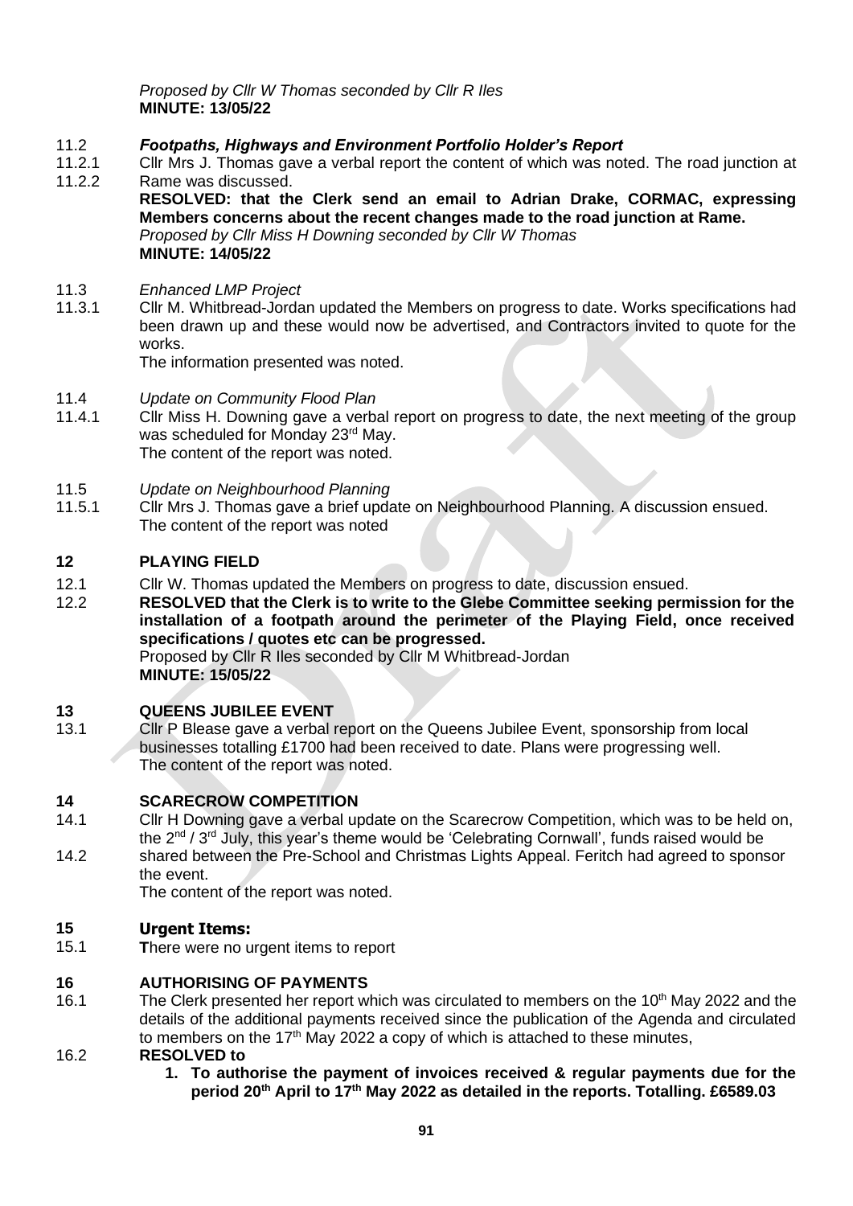*Proposed by Cllr W Thomas seconded by Cllr R Iles*
**MINUTE: 13/05/22**

11.2 ***Footpaths, Highways and Environment Portfolio Holder's Report***

11.2.1 Cllr Mrs J. Thomas gave a verbal report the content of which was noted. The road junction at
11.2.2 Rame was discussed.

**RESOLVED: that the Clerk send an email to Adrian Drake, CORMAC, expressing Members concerns about the recent changes made to the road junction at Rame.**
*Proposed by Cllr Miss H Downing seconded by Cllr W Thomas*
**MINUTE: 14/05/22**

11.3 *Enhanced LMP Project*

11.3.1 Cllr M. Whitbread-Jordan updated the Members on progress to date. Works specifications had been drawn up and these would now be advertised, and Contractors invited to quote for the works.
The information presented was noted.

11.4 *Update on Community Flood Plan*

11.4.1 Cllr Miss H. Downing gave a verbal report on progress to date, the next meeting of the group was scheduled for Monday 23rd May.
The content of the report was noted.

11.5 *Update on Neighbourhood Planning*

11.5.1 Cllr Mrs J. Thomas gave a brief update on Neighbourhood Planning. A discussion ensued.
The content of the report was noted

## 12 PLAYING FIELD

12.1 Cllr W. Thomas updated the Members on progress to date, discussion ensued.

12.2 **RESOLVED that the Clerk is to write to the Glebe Committee seeking permission for the installation of a footpath around the perimeter of the Playing Field, once received specifications / quotes etc can be progressed.**
Proposed by Cllr R Iles seconded by Cllr M Whitbread-Jordan
**MINUTE: 15/05/22**

## 13 QUEENS JUBILEE EVENT

13.1 Cllr P Blease gave a verbal report on the Queens Jubilee Event, sponsorship from local businesses totalling £1700 had been received to date. Plans were progressing well.
The content of the report was noted.

## 14 SCARECROW COMPETITION

14.1 Cllr H Downing gave a verbal update on the Scarecrow Competition, which was to be held on, the 2nd / 3rd July, this year's theme would be 'Celebrating Cornwall', funds raised would be
14.2 shared between the Pre-School and Christmas Lights Appeal. Feritch had agreed to sponsor the event.
The content of the report was noted.

## 15 Urgent Items:

15.1 **T**here were no urgent items to report

## 16 AUTHORISING OF PAYMENTS

16.1 The Clerk presented her report which was circulated to members on the 10th May 2022 and the details of the additional payments received since the publication of the Agenda and circulated to members on the 17th May 2022 a copy of which is attached to these minutes,

16.2 **RESOLVED to**

1. **To authorise the payment of invoices received & regular payments due for the period 20th April to 17th May 2022 as detailed in the reports. Totalling. £6589.03**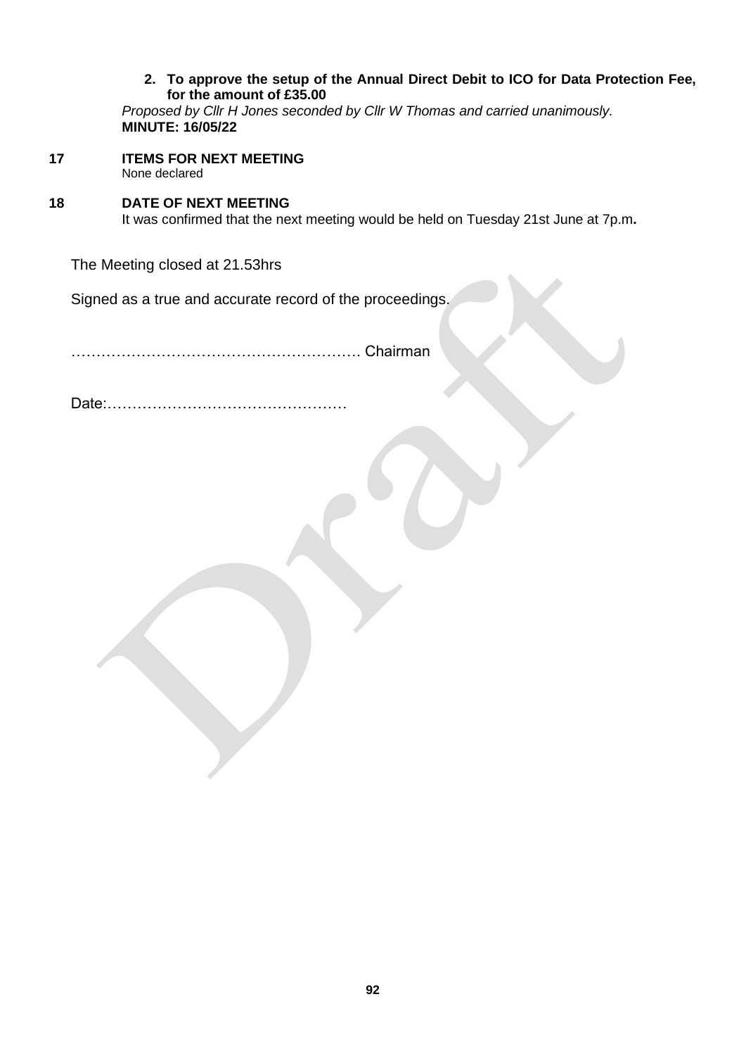2. **To approve the setup of the Annual Direct Debit to ICO for Data Protection Fee, for the amount of £35.00**

*Proposed by Cllr H Jones seconded by Cllr W Thomas and carried unanimously.*
**MINUTE: 16/05/22**

**17 ITEMS FOR NEXT MEETING**

None declared

**18 DATE OF NEXT MEETING**

It was confirmed that the next meeting would be held on Tuesday 21st June at 7p.m.

The Meeting closed at 21.53hrs

Signed as a true and accurate record of the proceedings.

………………………………………………… Chairman

Date:…………………………………………